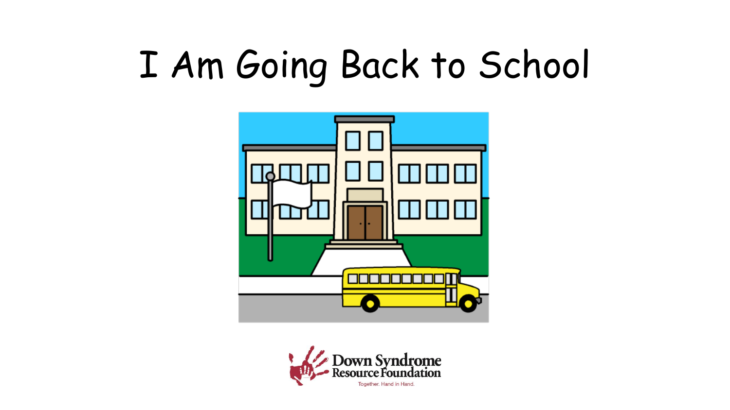# I Am Going Back to School

Down Syndrome Resource Foundation

Together. Hand in Hand.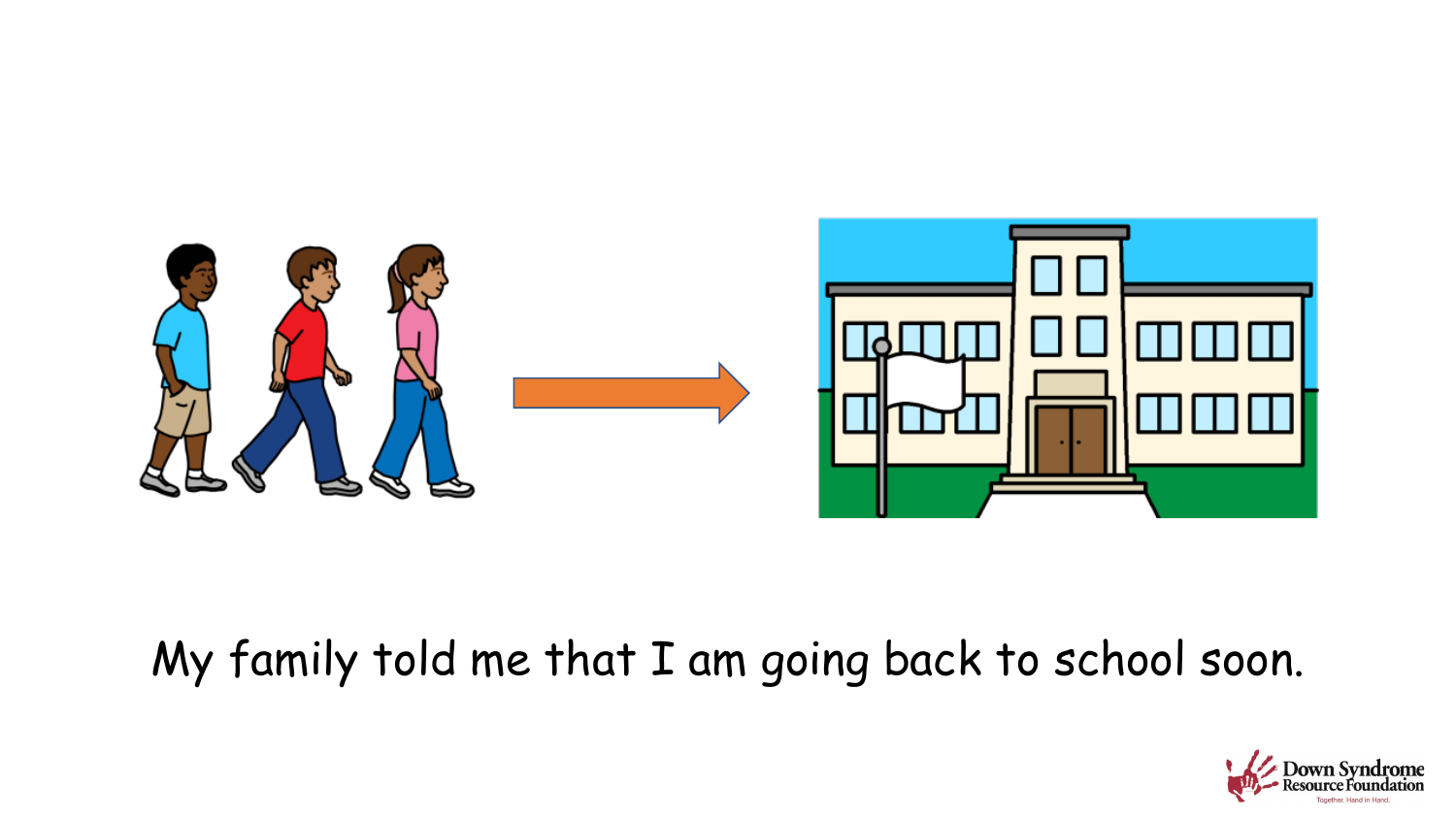My family told me that I am going back to school soon.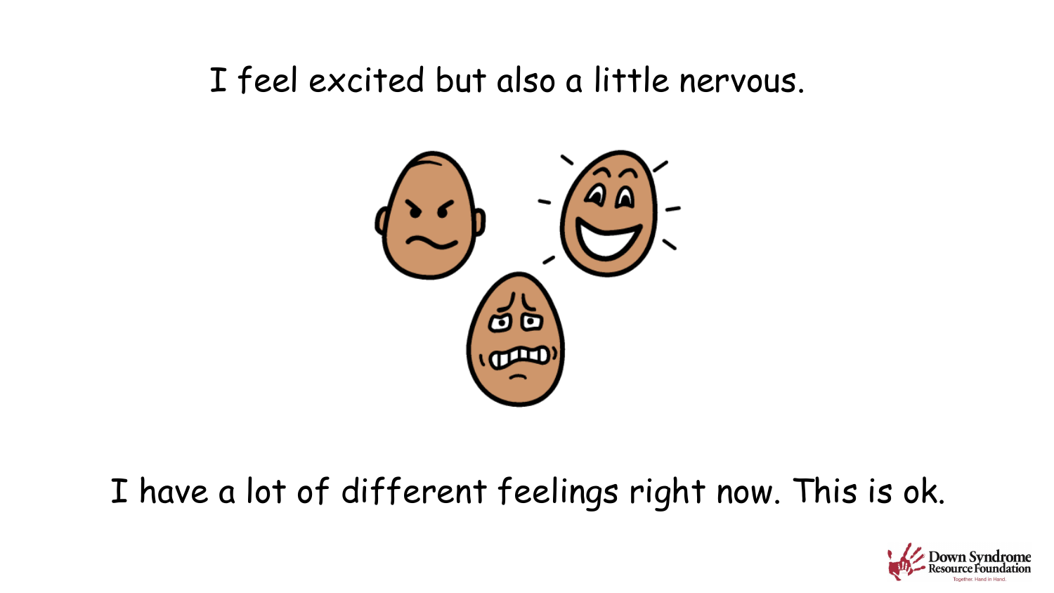I feel excited but also a little nervous.

I have a lot of different feelings right now. This is ok.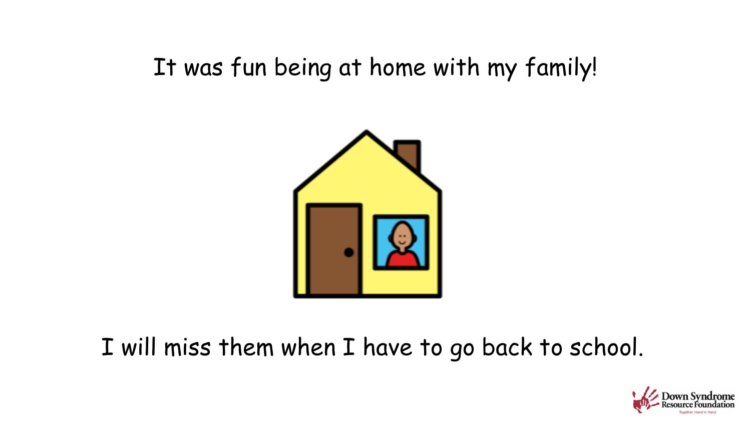It was fun being at home with my family!

I will miss them when I have to go back to school.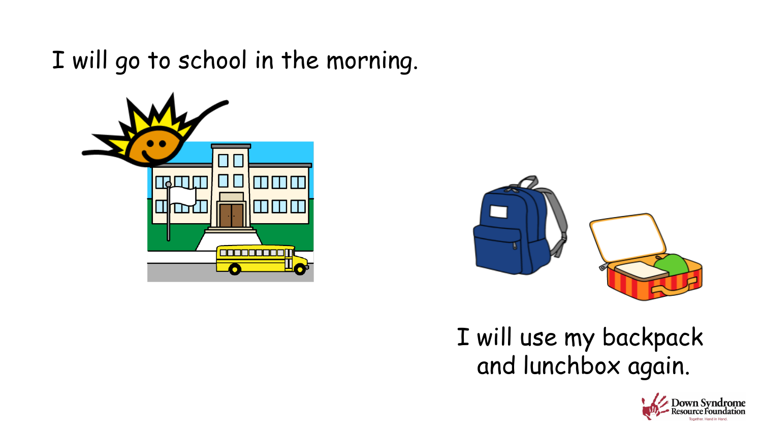I will go to school in the morning.

I will use my backpack and lunchbox again.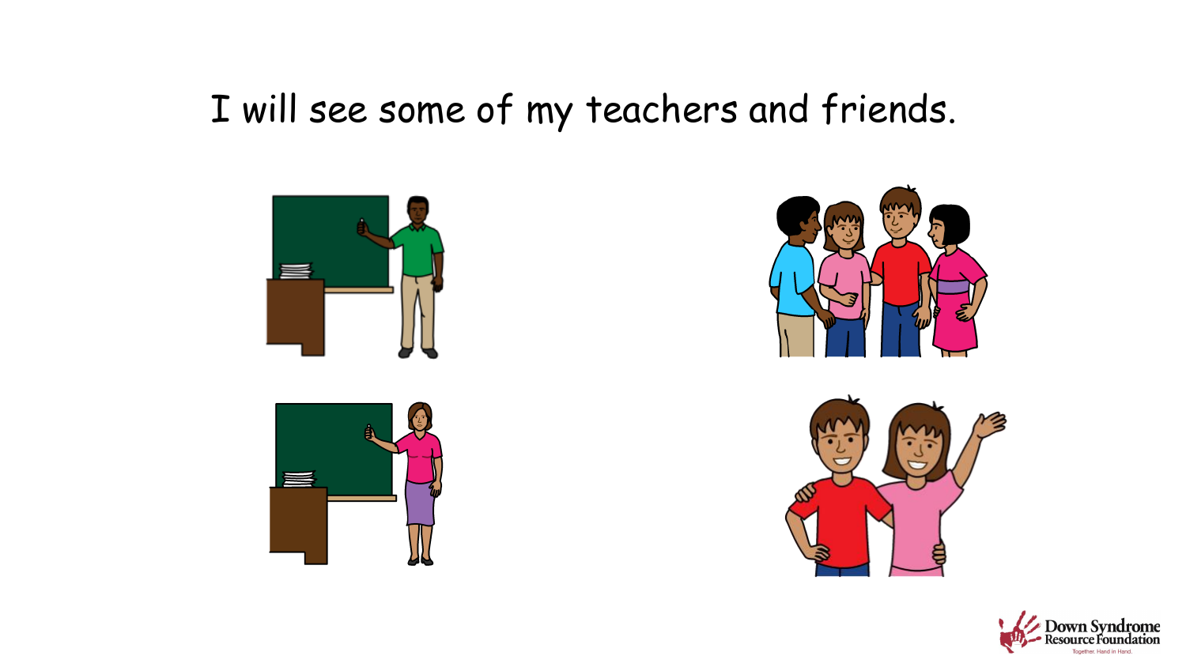I will see some of my teachers and friends.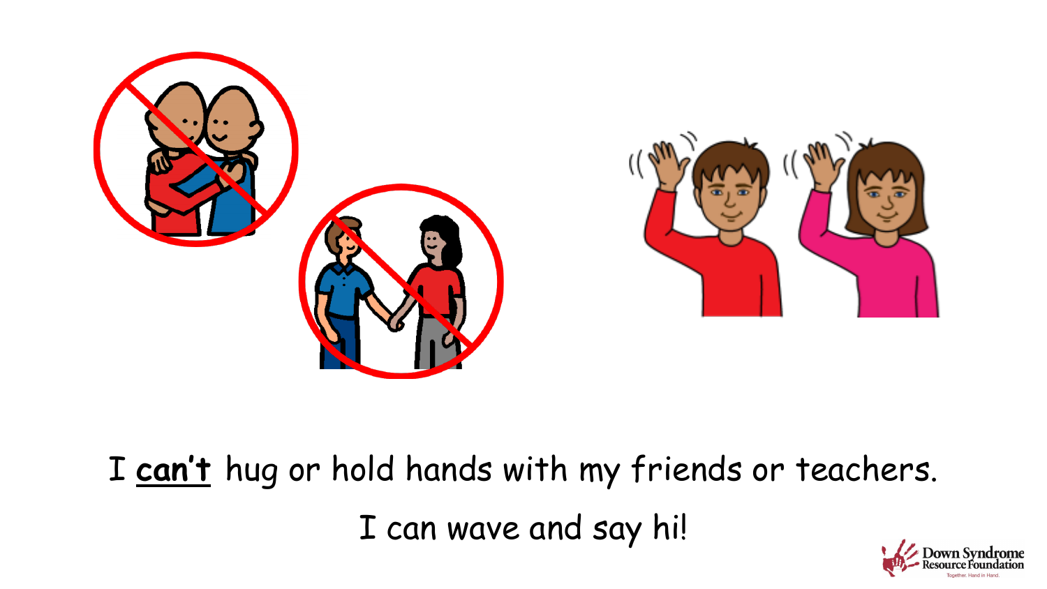I **can't** hug or hold hands with my friends or teachers.

I can wave and say hi!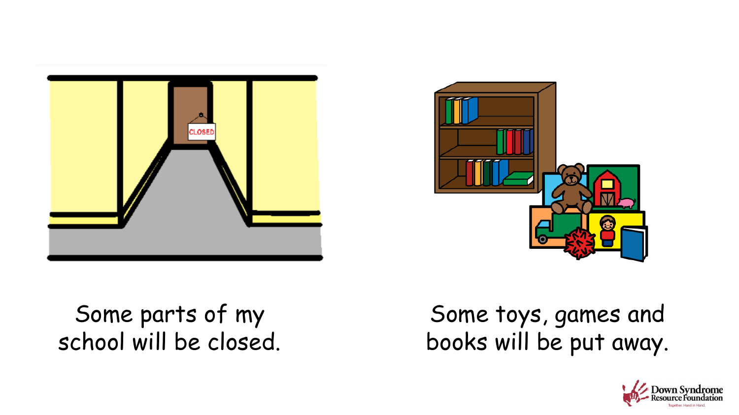Some parts of my school will be closed.

Some toys, games and books will be put away.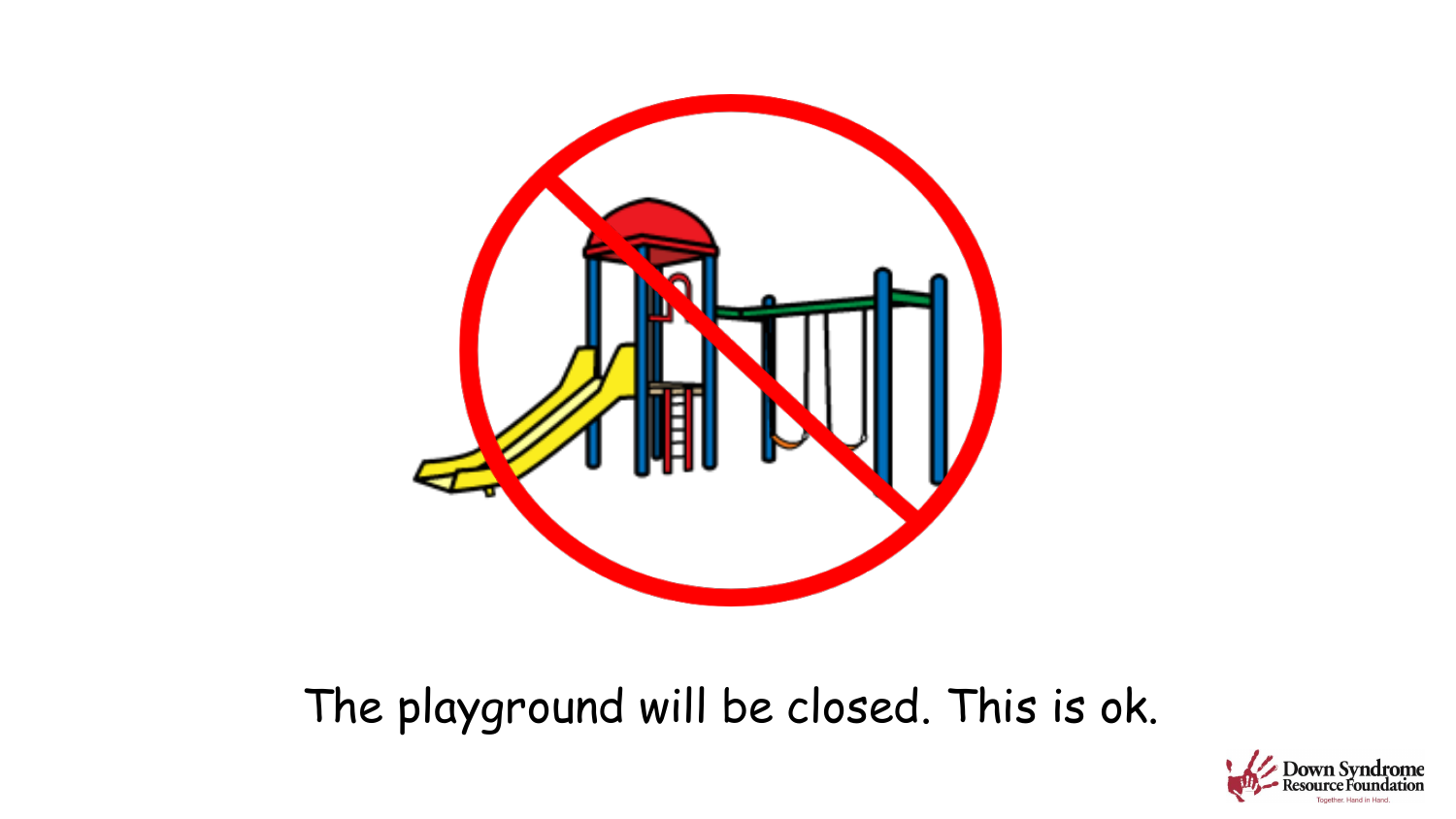The playground will be closed. This is ok.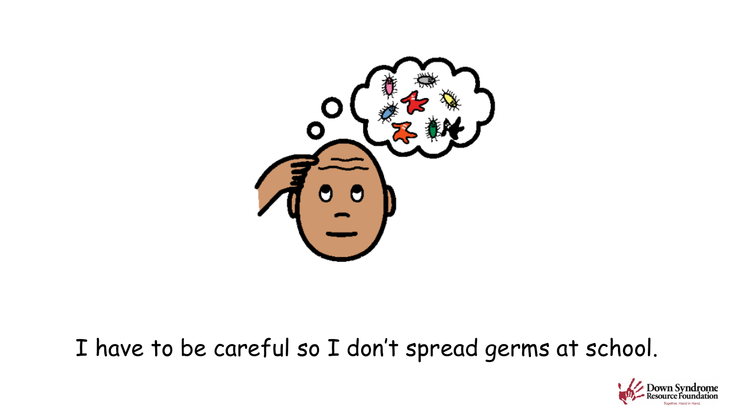I have to be careful so I don't spread germs at school.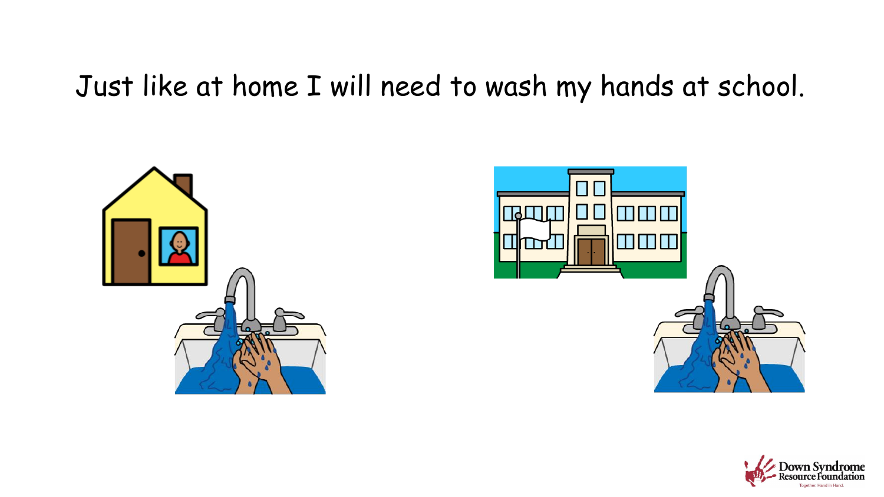Just like at home I will need to wash my hands at school.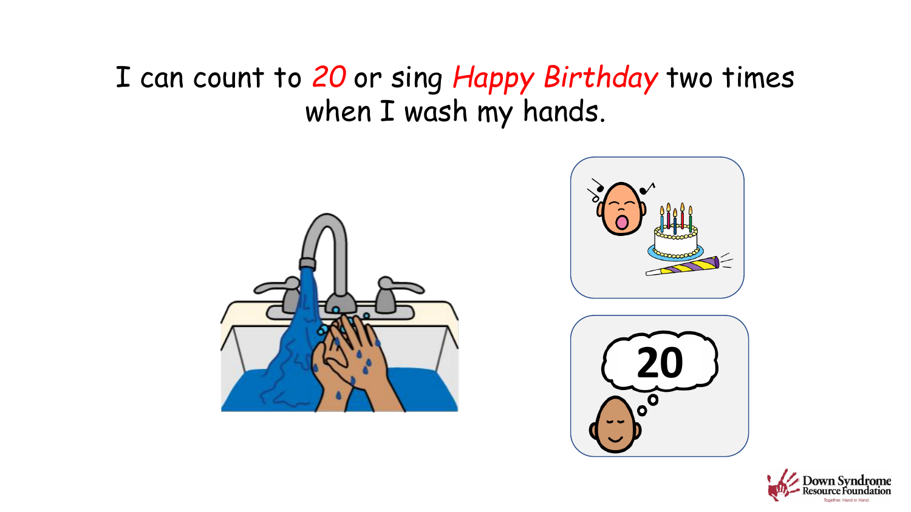I can count to *20* or sing *Happy Birthday* two times when I wash my hands.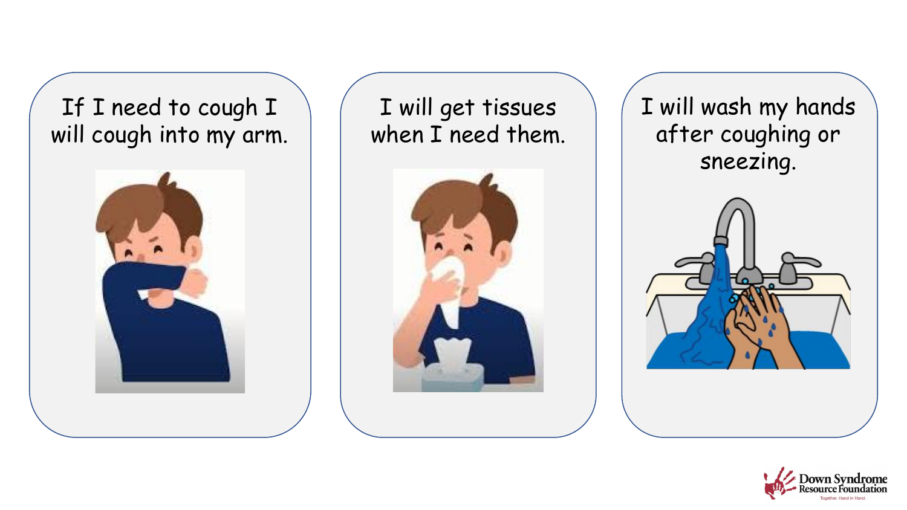If I need to cough I will cough into my arm.

I will get tissues when I need them.

I will wash my hands after coughing or sneezing.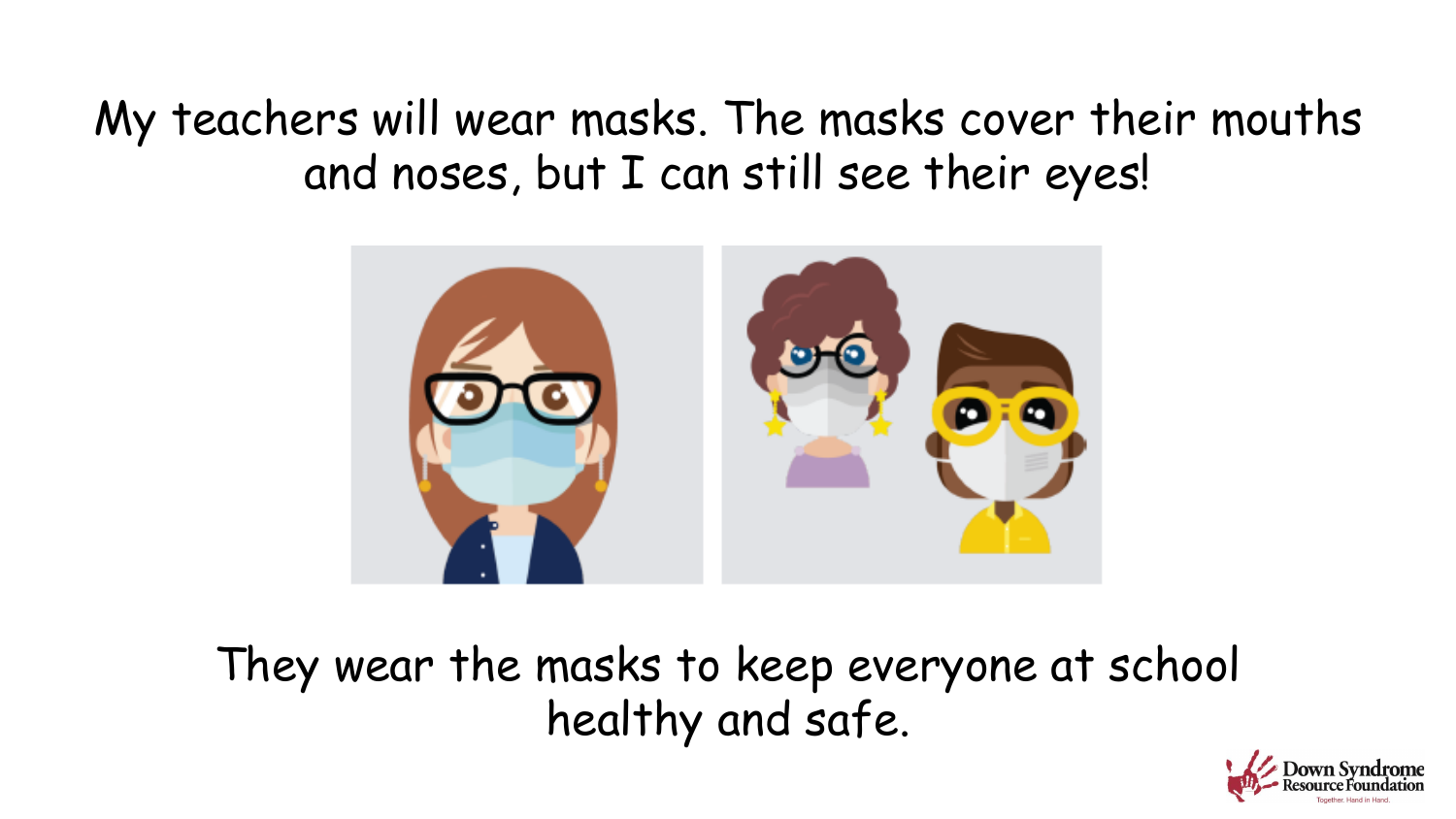My teachers will wear masks. The masks cover their mouths and noses, but I can still see their eyes!

They wear the masks to keep everyone at school healthy and safe.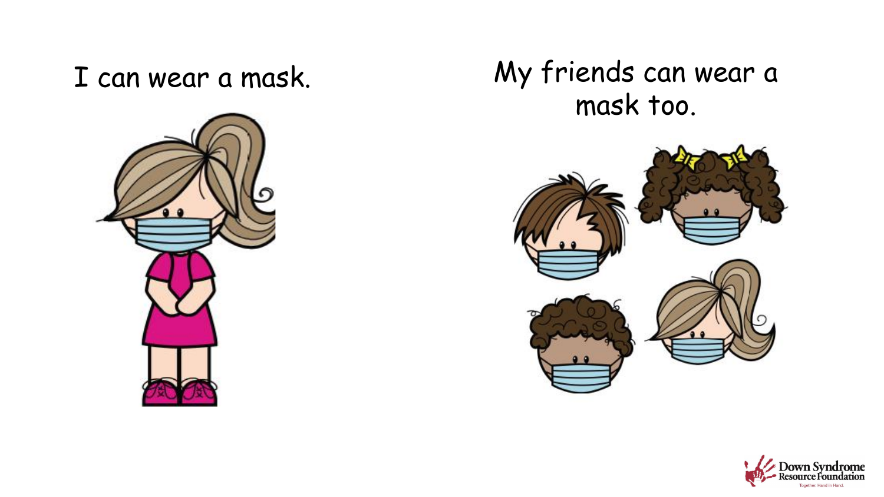I can wear a mask.

My friends can wear a mask too.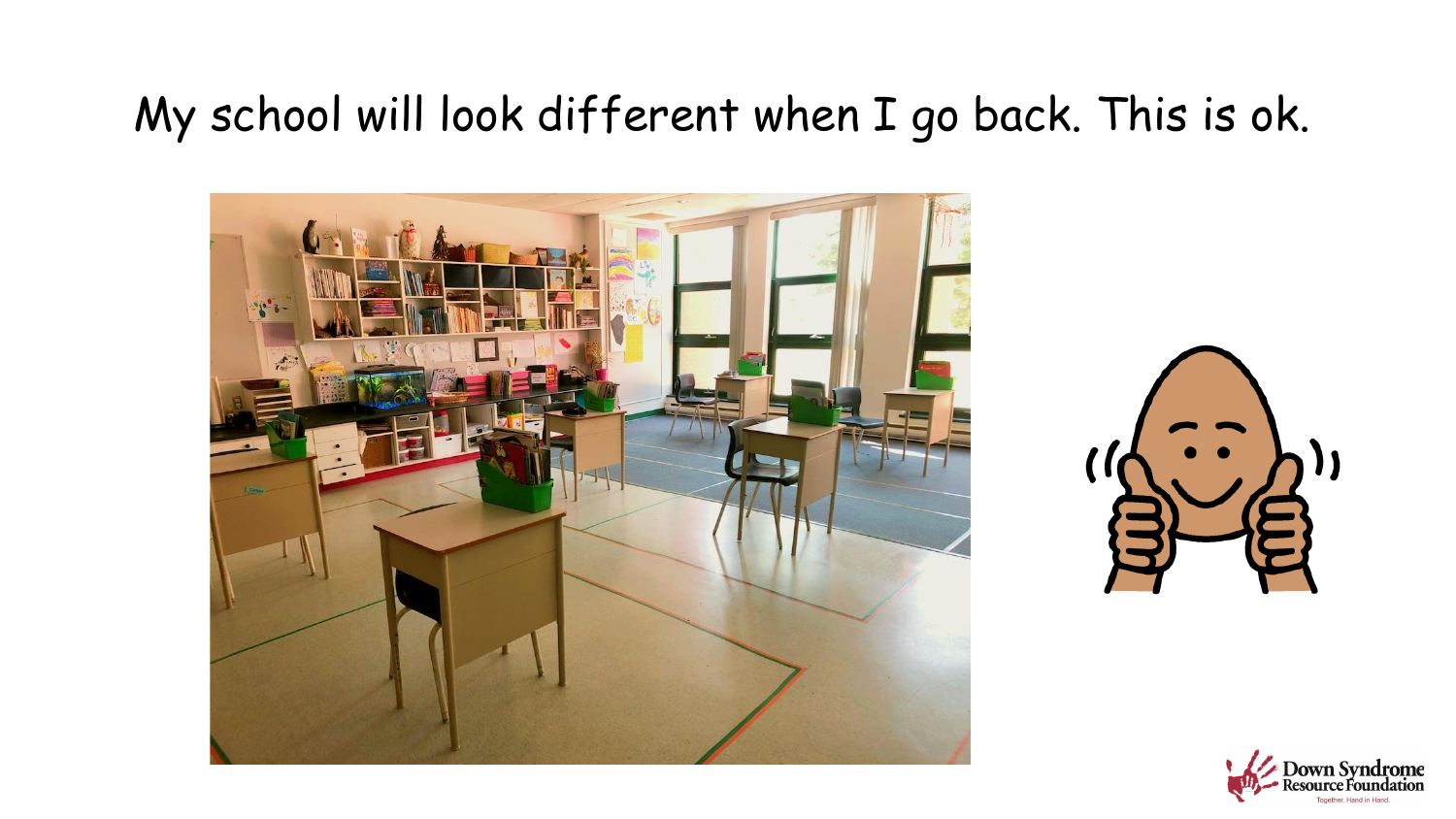My school will look different when I go back. This is ok.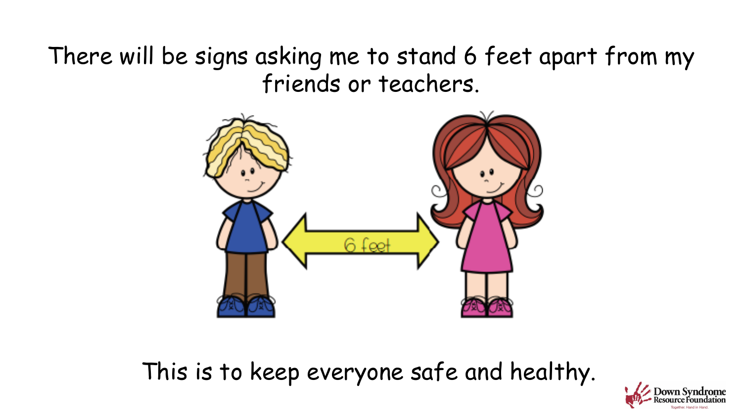There will be signs asking me to stand 6 feet apart from my friends or teachers.

6 feet

This is to keep everyone safe and healthy.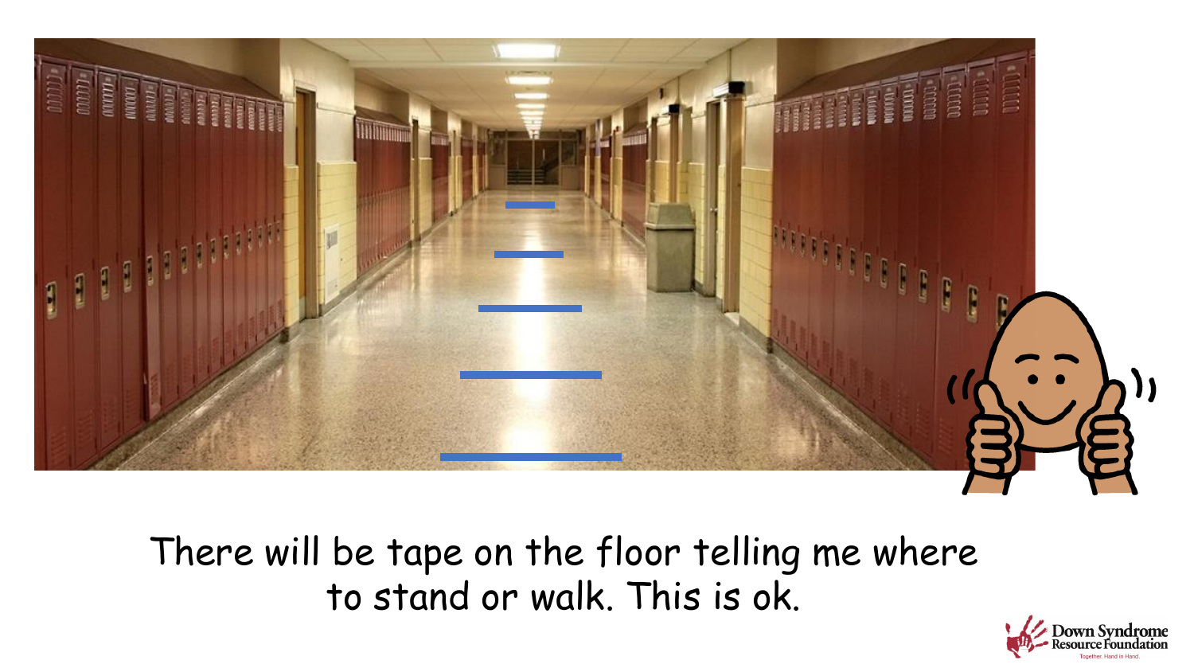There will be tape on the floor telling me where to stand or walk. This is ok.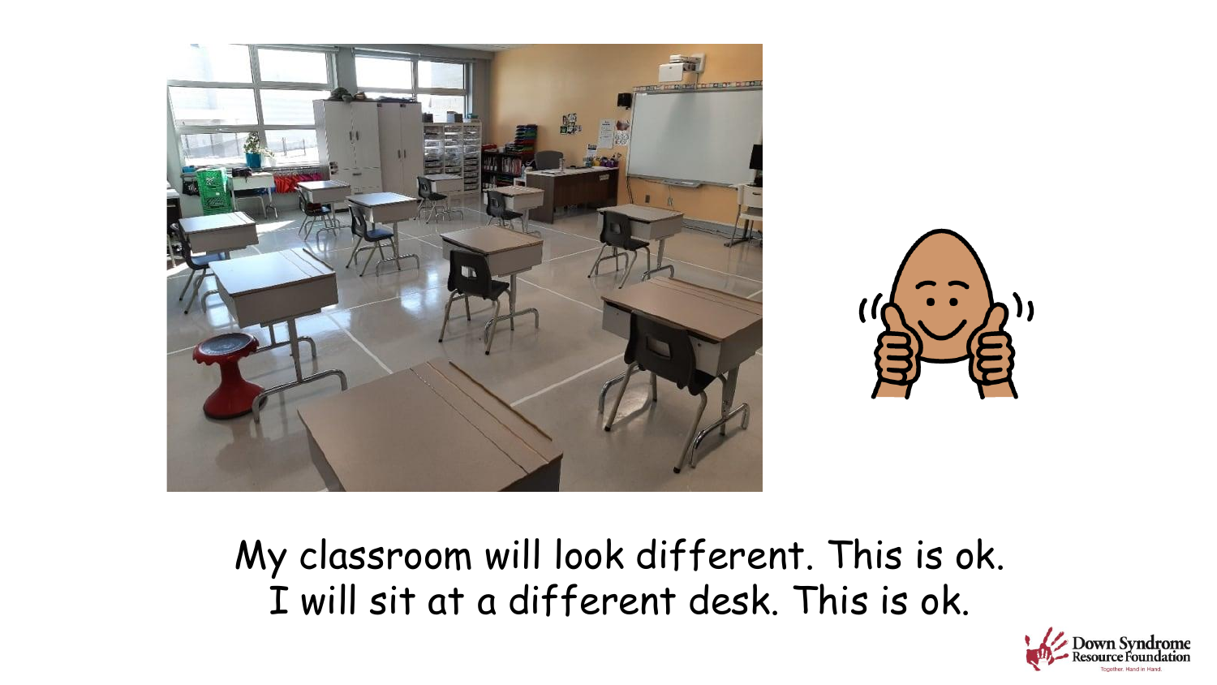My classroom will look different. This is ok.
I will sit at a different desk. This is ok.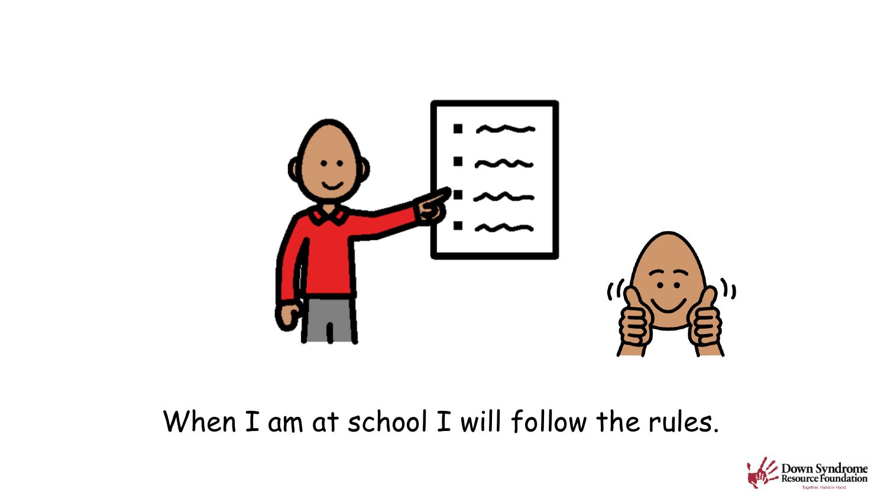When I am at school I will follow the rules.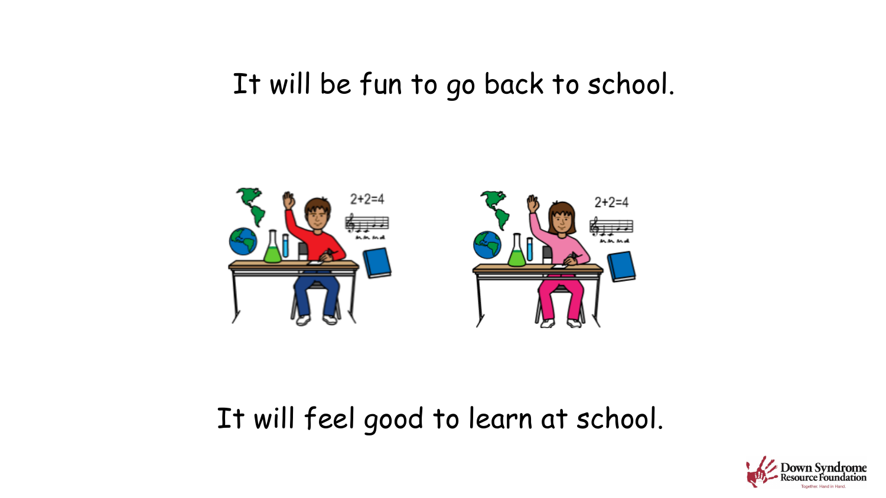It will be fun to go back to school.

It will feel good to learn at school.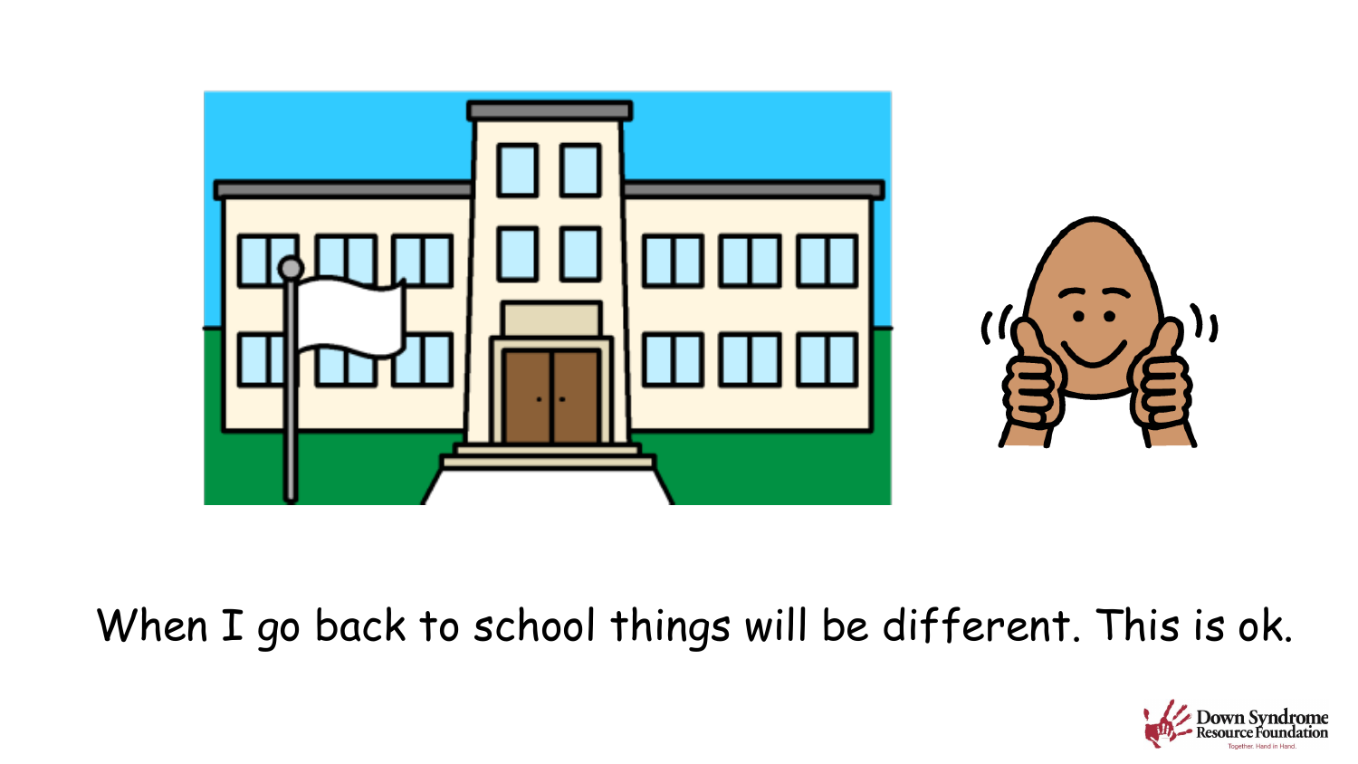When I go back to school things will be different. This is ok.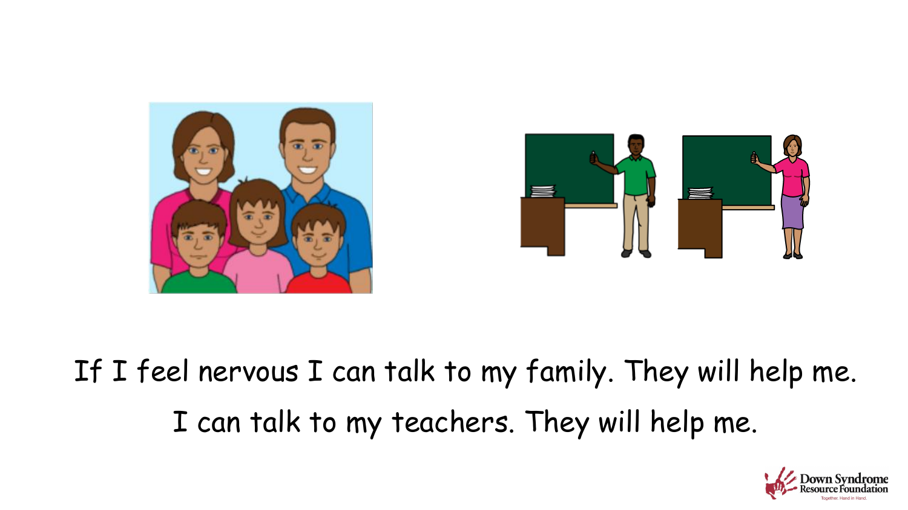If I feel nervous I can talk to my family. They will help me.

I can talk to my teachers. They will help me.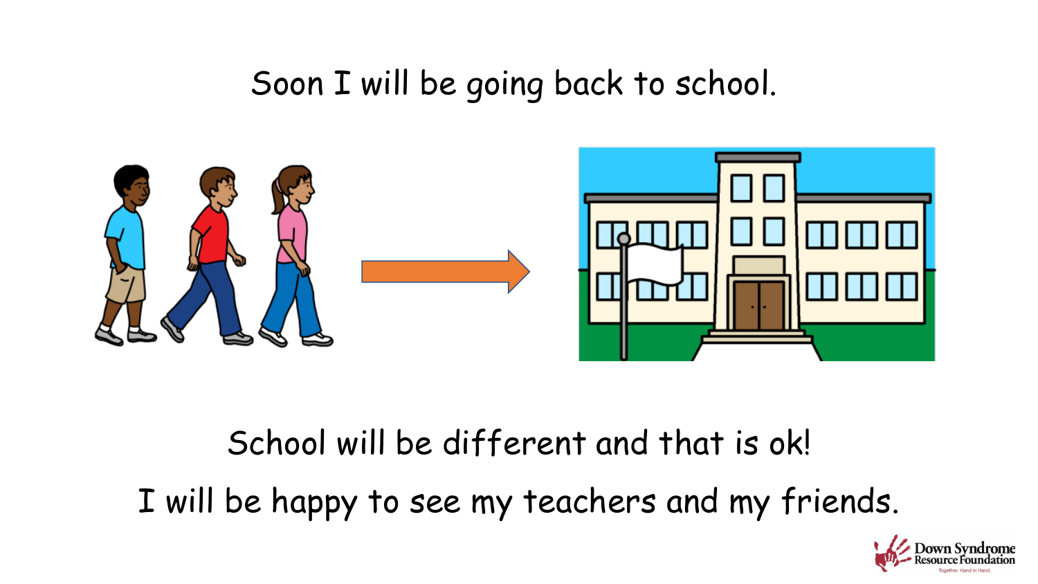Soon I will be going back to school.

School will be different and that is ok!

I will be happy to see my teachers and my friends.